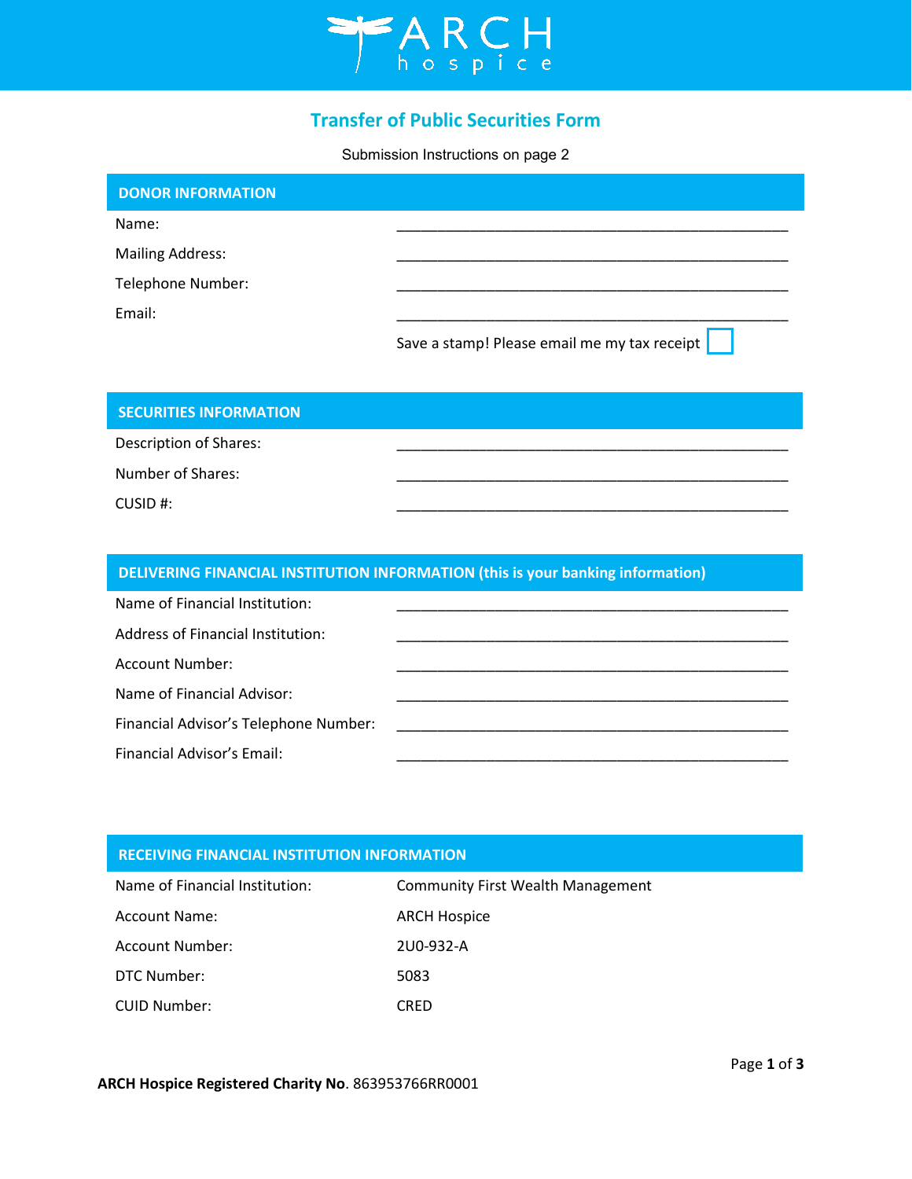ARCH hospice

# Transfer of Public Securities Form

Submission Instructions on page 2

## DONOR INFORMATION

Name: ____________________________________________

Mailing Address: ____________________________________________

Telephone Number: ____________________________________________

Email: ____________________________________________

Save a stamp! Please email me my tax receipt ☐

## SECURITIES INFORMATION

Description of Shares: ____________________________________________

Number of Shares: ____________________________________________

CUSID #: ____________________________________________

## DELIVERING FINANCIAL INSTITUTION INFORMATION (this is your banking information)

Name of Financial Institution: ____________________________________________

Address of Financial Institution: ____________________________________________

Account Number: ____________________________________________

Name of Financial Advisor: ____________________________________________

Financial Advisor’s Telephone Number: ____________________________________________

Financial Advisor’s Email: ____________________________________________

## RECEIVING FINANCIAL INSTITUTION INFORMATION

| | |
|---|---|
| Name of Financial Institution: | Community First Wealth Management |
| Account Name: | ARCH Hospice |
| Account Number: | 2U0-932-A |
| DTC Number: | 5083 |
| CUID Number: | CRED |

**ARCH Hospice Registered Charity No**. 863953766RR0001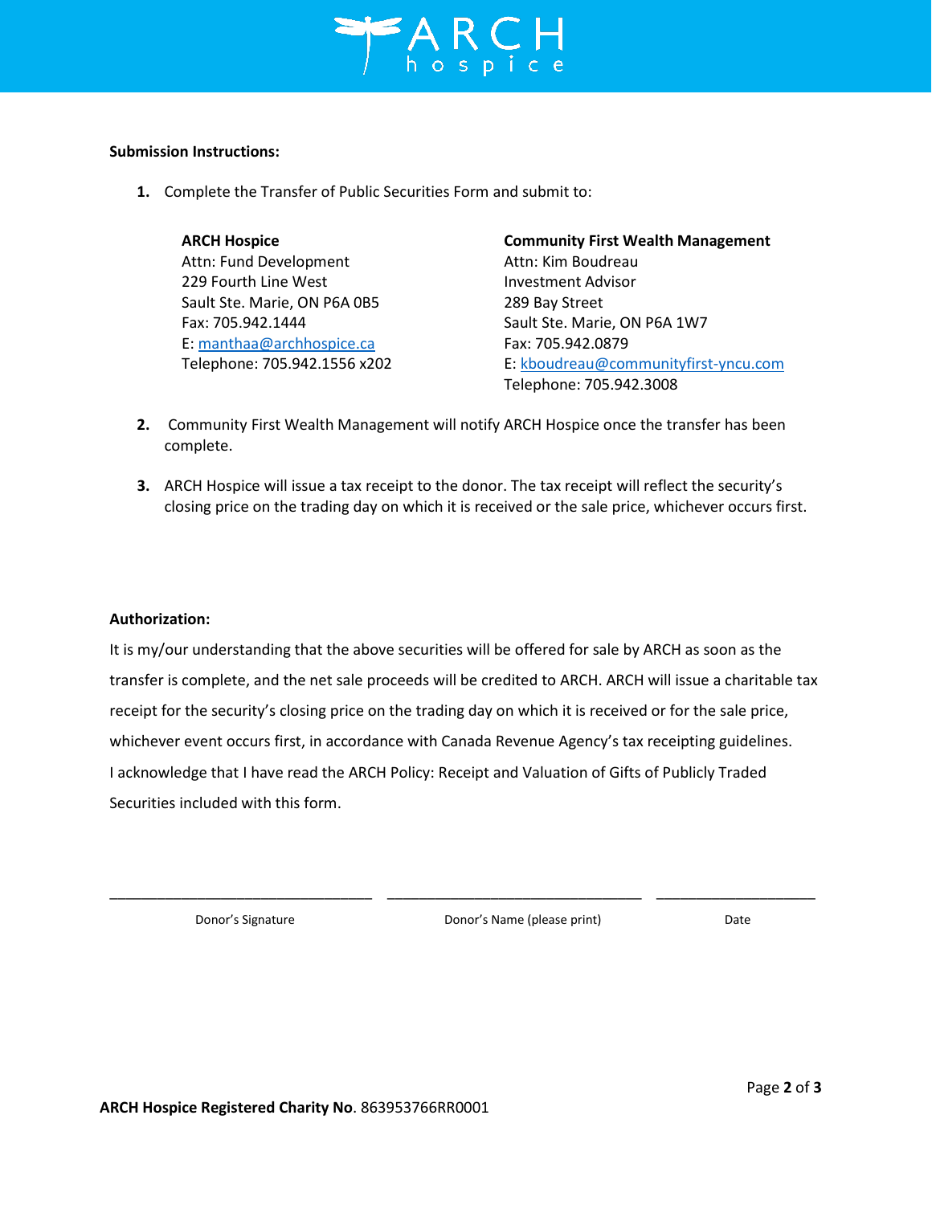**Submission Instructions:**

1. Complete the Transfer of Public Securities Form and submit to:

   **ARCH Hospice**
   Attn: Fund Development
   229 Fourth Line West
   Sault Ste. Marie, ON P6A 0B5
   Fax: 705.942.1444
   E: manthaa@archhospice.ca
   Telephone: 705.942.1556 x202

   **Community First Wealth Management**
   Attn: Kim Boudreau
   Investment Advisor
   289 Bay Street
   Sault Ste. Marie, ON P6A 1W7
   Fax: 705.942.0879
   E: kboudreau@communityfirst-yncu.com
   Telephone: 705.942.3008

2. Community First Wealth Management will notify ARCH Hospice once the transfer has been complete.

3. ARCH Hospice will issue a tax receipt to the donor. The tax receipt will reflect the security's closing price on the trading day on which it is received or the sale price, whichever occurs first.

**Authorization:**

It is my/our understanding that the above securities will be offered for sale by ARCH as soon as the transfer is complete, and the net sale proceeds will be credited to ARCH. ARCH will issue a charitable tax receipt for the security's closing price on the trading day on which it is received or for the sale price, whichever event occurs first, in accordance with Canada Revenue Agency's tax receipting guidelines. I acknowledge that I have read the ARCH Policy: Receipt and Valuation of Gifts of Publicly Traded Securities included with this form.

| \_\_\_\_\_\_\_\_\_\_\_\_\_\_\_\_\_\_\_\_\_\_\_\_\_\_\_\_\_\_ | \_\_\_\_\_\_\_\_\_\_\_\_\_\_\_\_\_\_\_\_\_\_\_\_\_\_\_\_\_\_ | \_\_\_\_\_\_\_\_\_\_\_\_\_\_\_\_\_\_\_\_ |
|---|---|---|
| Donor's Signature | Donor's Name (please print) | Date |

**ARCH Hospice Registered Charity No**. 863953766RR0001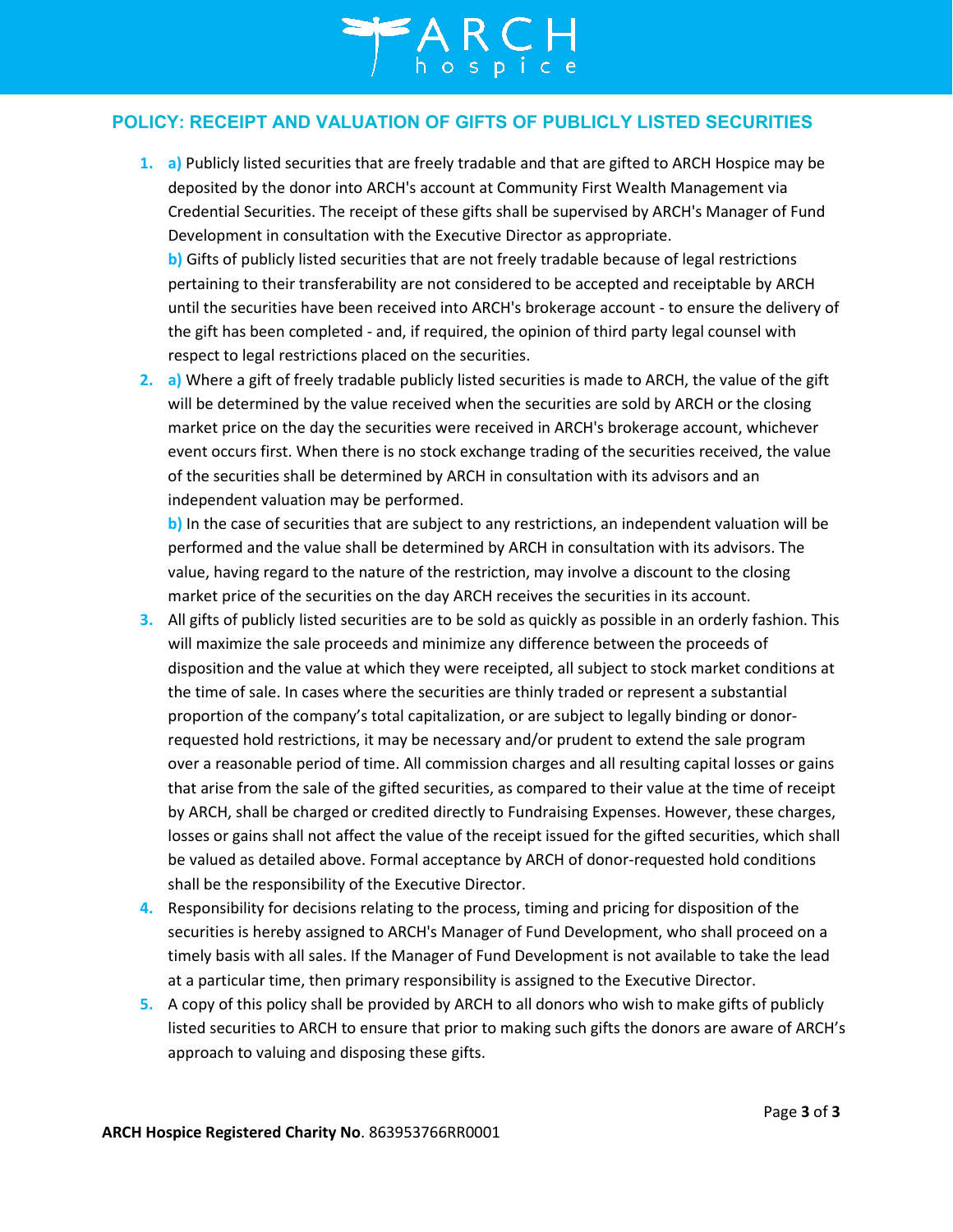## POLICY: RECEIPT AND VALUATION OF GIFTS OF PUBLICLY LISTED SECURITIES

1. **a)** Publicly listed securities that are freely tradable and that are gifted to ARCH Hospice may be deposited by the donor into ARCH's account at Community First Wealth Management via Credential Securities. The receipt of these gifts shall be supervised by ARCH's Manager of Fund Development in consultation with the Executive Director as appropriate.

   **b)** Gifts of publicly listed securities that are not freely tradable because of legal restrictions pertaining to their transferability are not considered to be accepted and receiptable by ARCH until the securities have been received into ARCH's brokerage account - to ensure the delivery of the gift has been completed - and, if required, the opinion of third party legal counsel with respect to legal restrictions placed on the securities.

2. **a)** Where a gift of freely tradable publicly listed securities is made to ARCH, the value of the gift will be determined by the value received when the securities are sold by ARCH or the closing market price on the day the securities were received in ARCH's brokerage account, whichever event occurs first. When there is no stock exchange trading of the securities received, the value of the securities shall be determined by ARCH in consultation with its advisors and an independent valuation may be performed.

   **b)** In the case of securities that are subject to any restrictions, an independent valuation will be performed and the value shall be determined by ARCH in consultation with its advisors. The value, having regard to the nature of the restriction, may involve a discount to the closing market price of the securities on the day ARCH receives the securities in its account.

3. All gifts of publicly listed securities are to be sold as quickly as possible in an orderly fashion. This will maximize the sale proceeds and minimize any difference between the proceeds of disposition and the value at which they were receipted, all subject to stock market conditions at the time of sale. In cases where the securities are thinly traded or represent a substantial proportion of the company's total capitalization, or are subject to legally binding or donor-requested hold restrictions, it may be necessary and/or prudent to extend the sale program over a reasonable period of time. All commission charges and all resulting capital losses or gains that arise from the sale of the gifted securities, as compared to their value at the time of receipt by ARCH, shall be charged or credited directly to Fundraising Expenses. However, these charges, losses or gains shall not affect the value of the receipt issued for the gifted securities, which shall be valued as detailed above. Formal acceptance by ARCH of donor-requested hold conditions shall be the responsibility of the Executive Director.

4. Responsibility for decisions relating to the process, timing and pricing for disposition of the securities is hereby assigned to ARCH's Manager of Fund Development, who shall proceed on a timely basis with all sales. If the Manager of Fund Development is not available to take the lead at a particular time, then primary responsibility is assigned to the Executive Director.

5. A copy of this policy shall be provided by ARCH to all donors who wish to make gifts of publicly listed securities to ARCH to ensure that prior to making such gifts the donors are aware of ARCH's approach to valuing and disposing these gifts.